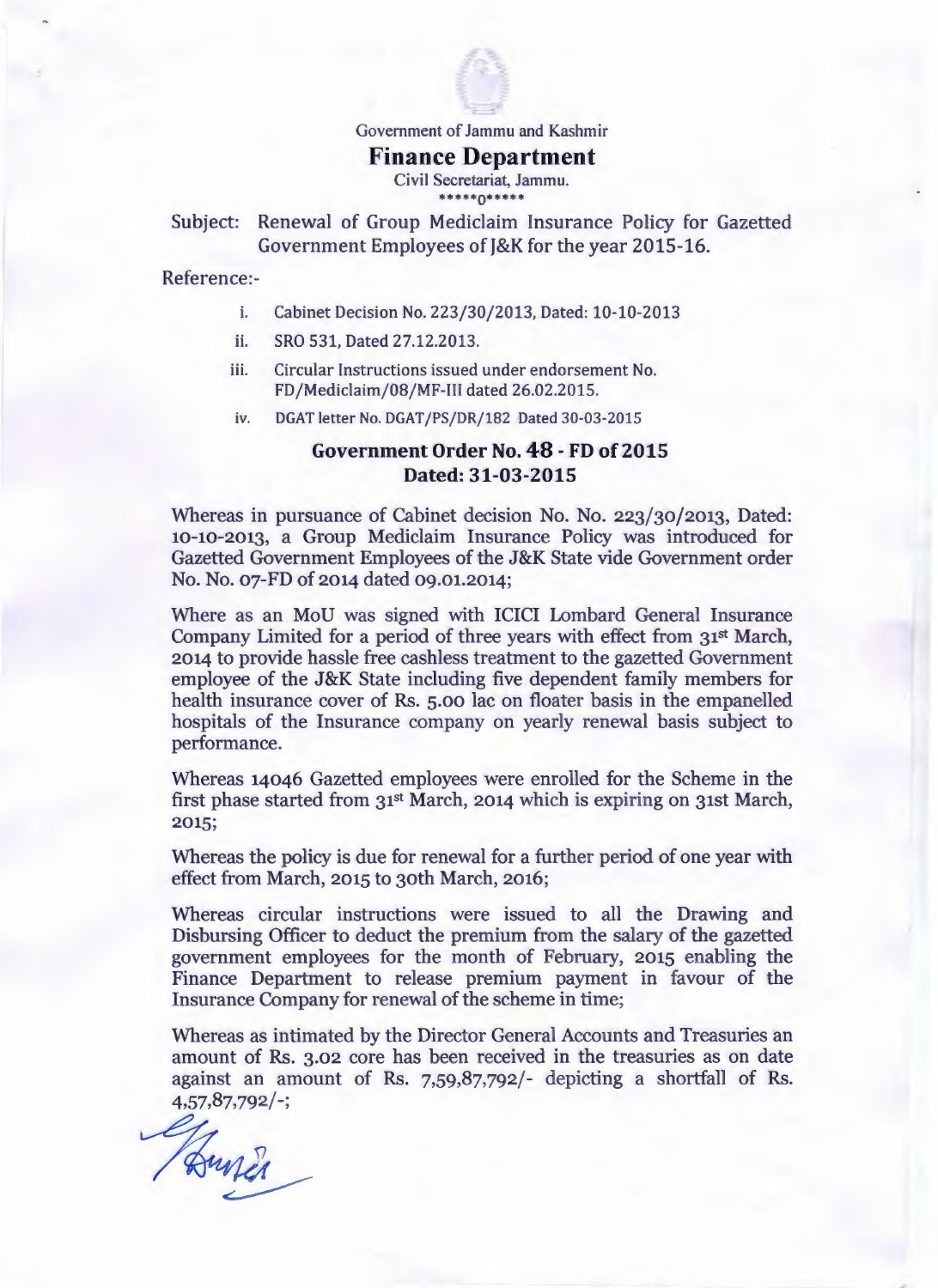Government of Jammu and Kashmir

# Finance Department

Civil Secretariat, Jammu.

\*\*\*\*\*0\*\*\*\*\*

Subject: Renewal of Group Mediclaim Insurance Policy for Gazetted Government Employees of J&K for the year 2015-16.

Reference:-

i. Cabinet Decision No. 223/30/2013, Dated: 10-10-2013

ii. SRO 531, Dated 27.12.2013.

iii. Circular Instructions issued under endorsement No. FD/Mediclaim/08/MF-III dated 26.02.2015.

iv. DGAT letter No. DGAT/PS/DR/182 Dated 30-03-2015

## Government Order No. 48 - FD of 2015
## Dated: 31-03-2015

Whereas in pursuance of Cabinet decision No. No. 223/30/2013, Dated: 10-10-2013, a Group Mediclaim Insurance Policy was introduced for Gazetted Government Employees of the J&K State vide Government order No. No. 07-FD of 2014 dated 09.01.2014;

Where as an MoU was signed with ICICI Lombard General Insurance Company Limited for a period of three years with effect from 31st March, 2014 to provide hassle free cashless treatment to the gazetted Government employee of the J&K State including five dependent family members for health insurance cover of Rs. 5.00 lac on floater basis in the empanelled hospitals of the Insurance company on yearly renewal basis subject to performance.

Whereas 14046 Gazetted employees were enrolled for the Scheme in the first phase started from 31st March, 2014 which is expiring on 31st March, 2015;

Whereas the policy is due for renewal for a further period of one year with effect from March, 2015 to 30th March, 2016;

Whereas circular instructions were issued to all the Drawing and Disbursing Officer to deduct the premium from the salary of the gazetted government employees for the month of February, 2015 enabling the Finance Department to release premium payment in favour of the Insurance Company for renewal of the scheme in time;

Whereas as intimated by the Director General Accounts and Treasuries an amount of Rs. 3.02 core has been received in the treasuries as on date against an amount of Rs. 7,59,87,792/- depicting a shortfall of Rs. 4,57,87,792/-;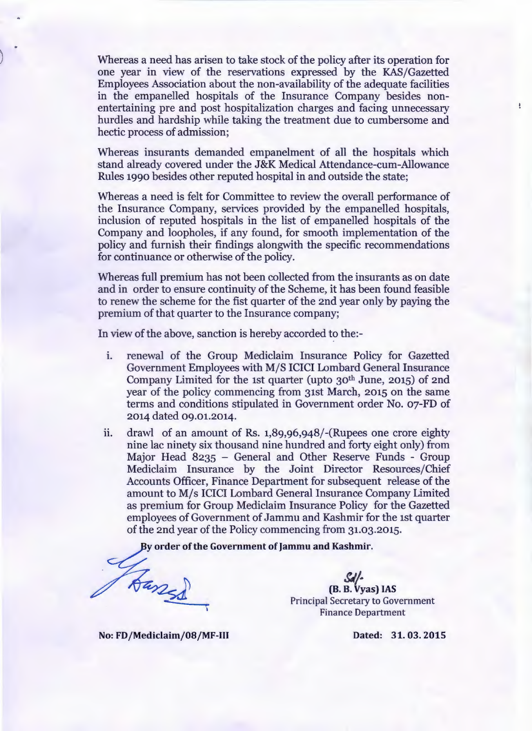Whereas a need has arisen to take stock of the policy after its operation for one year in view of the reservations expressed by the KAS/Gazetted Employees Association about the non-availability of the adequate facilities in the empanelled hospitals of the Insurance Company besides non-entertaining pre and post hospitalization charges and facing unnecessary hurdles and hardship while taking the treatment due to cumbersome and hectic process of admission;

Whereas insurants demanded empanelment of all the hospitals which stand already covered under the J&K Medical Attendance-cum-Allowance Rules 1990 besides other reputed hospital in and outside the state;

Whereas a need is felt for Committee to review the overall performance of the Insurance Company, services provided by the empanelled hospitals, inclusion of reputed hospitals in the list of empanelled hospitals of the Company and loopholes, if any found, for smooth implementation of the policy and furnish their findings alongwith the specific recommendations for continuance or otherwise of the policy.

Whereas full premium has not been collected from the insurants as on date and in order to ensure continuity of the Scheme, it has been found feasible to renew the scheme for the fist quarter of the 2nd year only by paying the premium of that quarter to the Insurance company;

In view of the above, sanction is hereby accorded to the:-

i. renewal of the Group Mediclaim Insurance Policy for Gazetted Government Employees with M/S ICICI Lombard General Insurance Company Limited for the 1st quarter (upto 30th June, 2015) of 2nd year of the policy commencing from 31st March, 2015 on the same terms and conditions stipulated in Government order No. 07-FD of 2014 dated 09.01.2014.

ii. drawl of an amount of Rs. 1,89,96,948/-(Rupees one crore eighty nine lac ninety six thousand nine hundred and forty eight only) from Major Head 8235 – General and Other Reserve Funds - Group Mediclaim Insurance by the Joint Director Resources/Chief Accounts Officer, Finance Department for subsequent release of the amount to M/s ICICI Lombard General Insurance Company Limited as premium for Group Mediclaim Insurance Policy for the Gazetted employees of Government of Jammu and Kashmir for the 1st quarter of the 2nd year of the Policy commencing from 31.03.2015.

**By order of the Government of Jammu and Kashmir.**

Sd/-
**(B. B. Vyas) IAS**
Principal Secretary to Government
Finance Department

**No: FD/Mediclaim/08/MF-III** **Dated: 31. 03. 2015**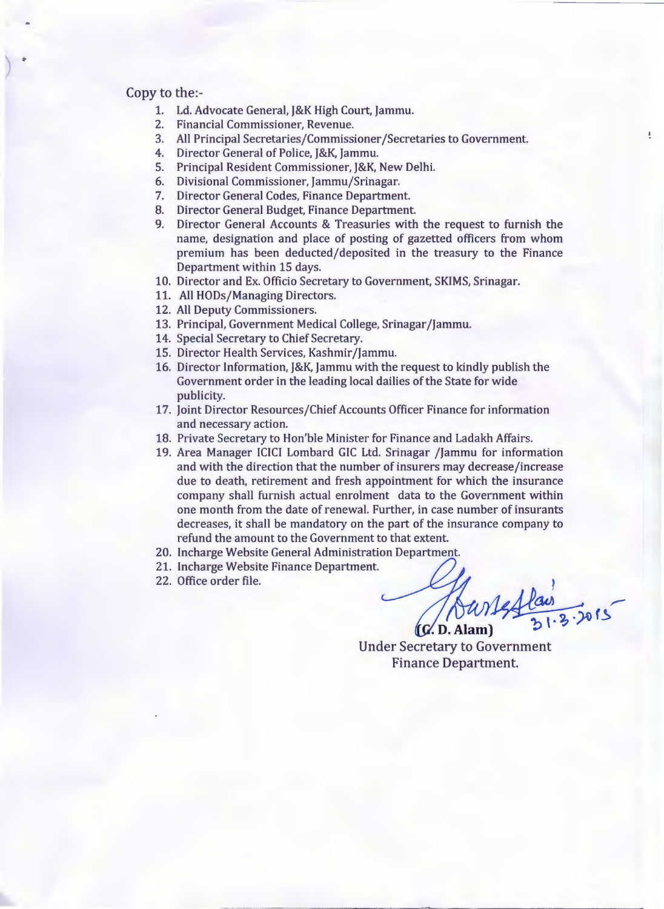Copy to the:-

1. Ld. Advocate General, J&K High Court, Jammu.
2. Financial Commissioner, Revenue.
3. All Principal Secretaries/Commissioner/Secretaries to Government.
4. Director General of Police, J&K, Jammu.
5. Principal Resident Commissioner, J&K, New Delhi.
6. Divisional Commissioner, Jammu/Srinagar.
7. Director General Codes, Finance Department.
8. Director General Budget, Finance Department.
9. Director General Accounts & Treasuries with the request to furnish the name, designation and place of posting of gazetted officers from whom premium has been deducted/deposited in the treasury to the Finance Department within 15 days.
10. Director and Ex. Officio Secretary to Government, SKIMS, Srinagar.
11. All HODs/Managing Directors.
12. All Deputy Commissioners.
13. Principal, Government Medical College, Srinagar/Jammu.
14. Special Secretary to Chief Secretary.
15. Director Health Services, Kashmir/Jammu.
16. Director Information, J&K, Jammu with the request to kindly publish the Government order in the leading local dailies of the State for wide publicity.
17. Joint Director Resources/Chief Accounts Officer Finance for information and necessary action.
18. Private Secretary to Hon'ble Minister for Finance and Ladakh Affairs.
19. Area Manager ICICI Lombard GIC Ltd. Srinagar /Jammu for information and with the direction that the number of insurers may decrease/increase due to death, retirement and fresh appointment for which the insurance company shall furnish actual enrolment data to the Government within one month from the date of renewal. Further, in case number of insurants decreases, it shall be mandatory on the part of the insurance company to refund the amount to the Government to that extent.
20. Incharge Website General Administration Department.
21. Incharge Website Finance Department.
22. Office order file.

31.3.2015

**(G. D. Alam)**
Under Secretary to Government
Finance Department.